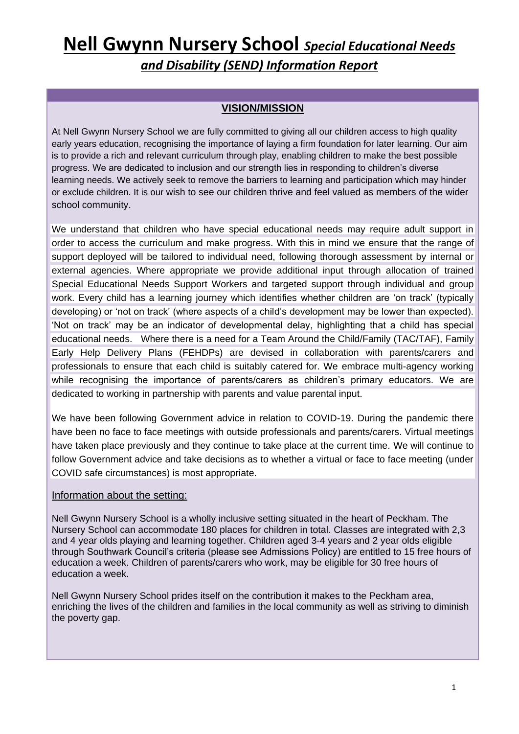# Nell Gwynn Nursery School *Special Educational Needs and Disability (SEND) Information Report*

## VISION/MISSION

At Nell Gwynn Nursery School we are fully committed to giving all our children access to high quality early years education, recognising the importance of laying a firm foundation for later learning. Our aim is to provide a rich and relevant curriculum through play, enabling children to make the best possible progress. We are dedicated to inclusion and our strength lies in responding to children's diverse learning needs. We actively seek to remove the barriers to learning and participation which may hinder or exclude children. It is our wish to see our children thrive and feel valued as members of the wider school community.

We understand that children who have special educational needs may require adult support in order to access the curriculum and make progress. With this in mind we ensure that the range of support deployed will be tailored to individual need, following thorough assessment by internal or external agencies. Where appropriate we provide additional input through allocation of trained Special Educational Needs Support Workers and targeted support through individual and group work. Every child has a learning journey which identifies whether children are 'on track' (typically developing) or 'not on track' (where aspects of a child's development may be lower than expected). 'Not on track' may be an indicator of developmental delay, highlighting that a child has special educational needs. Where there is a need for a Team Around the Child/Family (TAC/TAF), Family Early Help Delivery Plans (FEHDPs) are devised in collaboration with parents/carers and professionals to ensure that each child is suitably catered for. We embrace multi-agency working while recognising the importance of parents/carers as children's primary educators. We are dedicated to working in partnership with parents and value parental input.

We have been following Government advice in relation to COVID-19. During the pandemic there have been no face to face meetings with outside professionals and parents/carers. Virtual meetings have taken place previously and they continue to take place at the current time. We will continue to follow Government advice and take decisions as to whether a virtual or face to face meeting (under COVID safe circumstances) is most appropriate.

### Information about the setting:

Nell Gwynn Nursery School is a wholly inclusive setting situated in the heart of Peckham. The Nursery School can accommodate 180 places for children in total. Classes are integrated with 2,3 and 4 year olds playing and learning together. Children aged 3-4 years and 2 year olds eligible through Southwark Council's criteria (please see Admissions Policy) are entitled to 15 free hours of education a week. Children of parents/carers who work, may be eligible for 30 free hours of education a week.

Nell Gwynn Nursery School prides itself on the contribution it makes to the Peckham area, enriching the lives of the children and families in the local community as well as striving to diminish the poverty gap.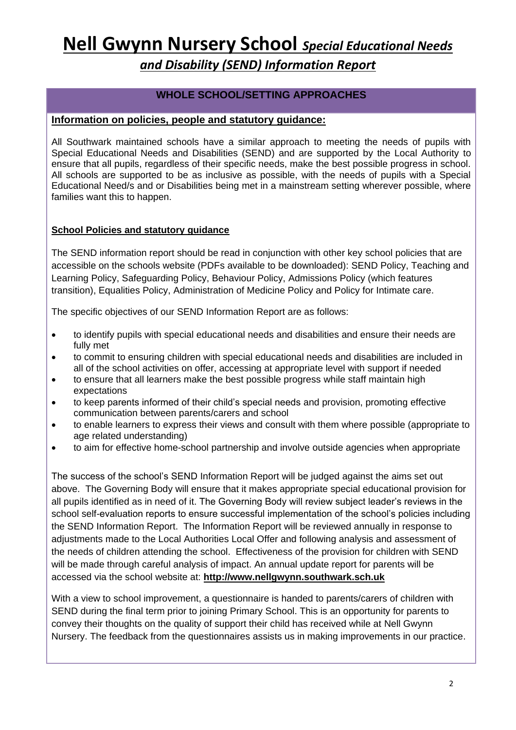# Nell Gwynn Nursery School *Special Educational Needs and Disability (SEND) Information Report*

## WHOLE SCHOOL/SETTING APPROACHES

### Information on policies, people and statutory guidance:

All Southwark maintained schools have a similar approach to meeting the needs of pupils with Special Educational Needs and Disabilities (SEND) and are supported by the Local Authority to ensure that all pupils, regardless of their specific needs, make the best possible progress in school. All schools are supported to be as inclusive as possible, with the needs of pupils with a Special Educational Need/s and or Disabilities being met in a mainstream setting wherever possible, where families want this to happen.

**School Policies and statutory guidance**

The SEND information report should be read in conjunction with other key school policies that are accessible on the schools website (PDFs available to be downloaded): SEND Policy, Teaching and Learning Policy, Safeguarding Policy, Behaviour Policy, Admissions Policy (which features transition), Equalities Policy, Administration of Medicine Policy and Policy for Intimate care.

The specific objectives of our SEND Information Report are as follows:

- to identify pupils with special educational needs and disabilities and ensure their needs are fully met
- to commit to ensuring children with special educational needs and disabilities are included in all of the school activities on offer, accessing at appropriate level with support if needed
- to ensure that all learners make the best possible progress while staff maintain high expectations
- to keep parents informed of their child's special needs and provision, promoting effective communication between parents/carers and school
- to enable learners to express their views and consult with them where possible (appropriate to age related understanding)
- to aim for effective home-school partnership and involve outside agencies when appropriate

The success of the school's SEND Information Report will be judged against the aims set out above. The Governing Body will ensure that it makes appropriate special educational provision for all pupils identified as in need of it. The Governing Body will review subject leader's reviews in the school self-evaluation reports to ensure successful implementation of the school's policies including the SEND Information Report. The Information Report will be reviewed annually in response to adjustments made to the Local Authorities Local Offer and following analysis and assessment of the needs of children attending the school. Effectiveness of the provision for children with SEND will be made through careful analysis of impact. An annual update report for parents will be accessed via the school website at: **http://www.nellgwynn.southwark.sch.uk**

With a view to school improvement, a questionnaire is handed to parents/carers of children with SEND during the final term prior to joining Primary School. This is an opportunity for parents to convey their thoughts on the quality of support their child has received while at Nell Gwynn Nursery. The feedback from the questionnaires assists us in making improvements in our practice.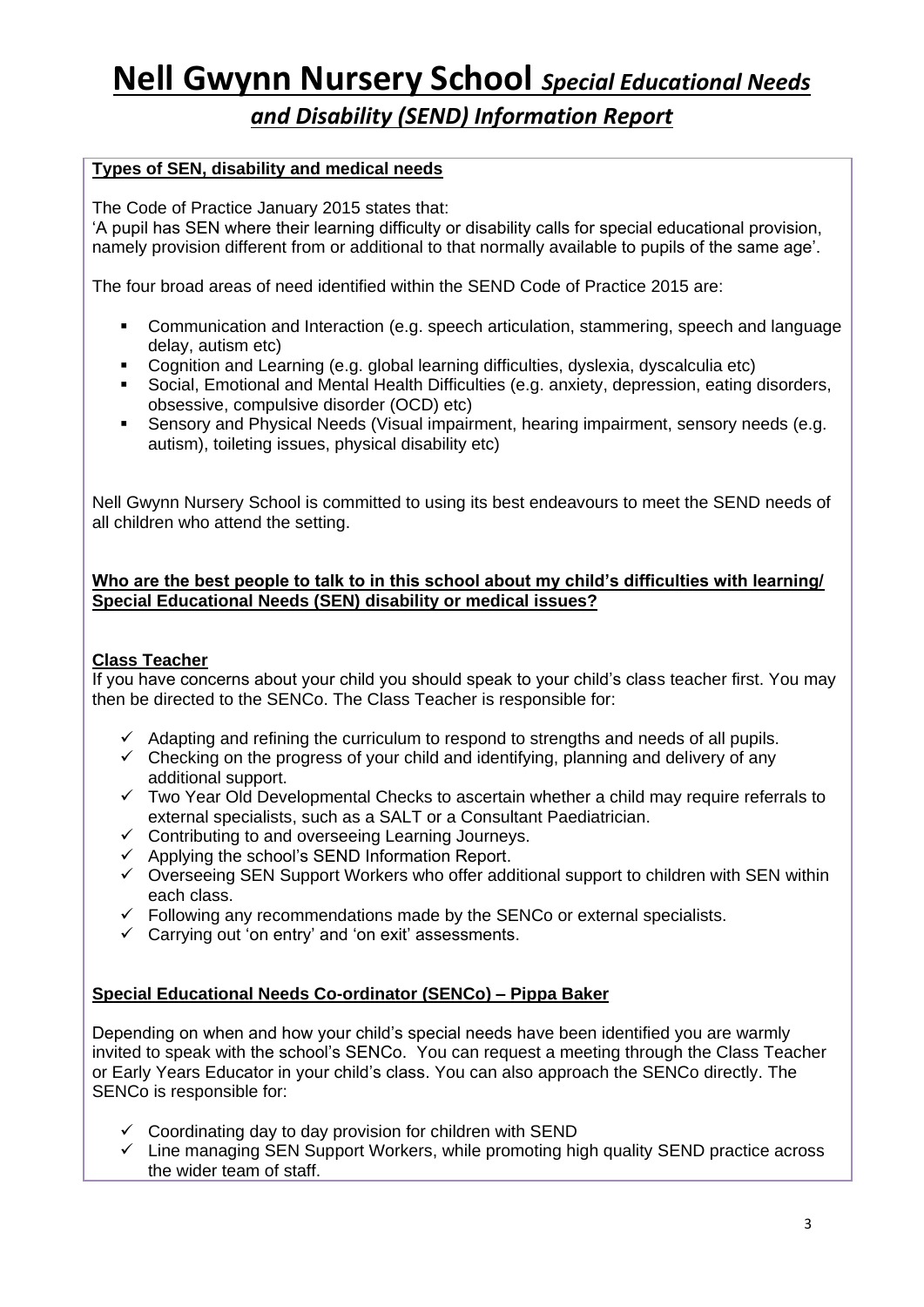# Nell Gwynn Nursery School *Special Educational Needs and Disability (SEND) Information Report*

**Types of SEN, disability and medical needs**

The Code of Practice January 2015 states that:
'A pupil has SEN where their learning difficulty or disability calls for special educational provision, namely provision different from or additional to that normally available to pupils of the same age'.

The four broad areas of need identified within the SEND Code of Practice 2015 are:

- Communication and Interaction (e.g. speech articulation, stammering, speech and language delay, autism etc)
- Cognition and Learning (e.g. global learning difficulties, dyslexia, dyscalculia etc)
- Social, Emotional and Mental Health Difficulties (e.g. anxiety, depression, eating disorders, obsessive, compulsive disorder (OCD) etc)
- Sensory and Physical Needs (Visual impairment, hearing impairment, sensory needs (e.g. autism), toileting issues, physical disability etc)

Nell Gwynn Nursery School is committed to using its best endeavours to meet the SEND needs of all children who attend the setting.

**Who are the best people to talk to in this school about my child's difficulties with learning/ Special Educational Needs (SEN) disability or medical issues?**

**Class Teacher**

If you have concerns about your child you should speak to your child's class teacher first. You may then be directed to the SENCo. The Class Teacher is responsible for:

- ✓ Adapting and refining the curriculum to respond to strengths and needs of all pupils.
- ✓ Checking on the progress of your child and identifying, planning and delivery of any additional support.
- ✓ Two Year Old Developmental Checks to ascertain whether a child may require referrals to external specialists, such as a SALT or a Consultant Paediatrician.
- ✓ Contributing to and overseeing Learning Journeys.
- ✓ Applying the school's SEND Information Report.
- ✓ Overseeing SEN Support Workers who offer additional support to children with SEN within each class.
- ✓ Following any recommendations made by the SENCo or external specialists.
- ✓ Carrying out 'on entry' and 'on exit' assessments.

**Special Educational Needs Co-ordinator (SENCo) – Pippa Baker**

Depending on when and how your child's special needs have been identified you are warmly invited to speak with the school's SENCo. You can request a meeting through the Class Teacher or Early Years Educator in your child's class. You can also approach the SENCo directly. The SENCo is responsible for:

- ✓ Coordinating day to day provision for children with SEND
- ✓ Line managing SEN Support Workers, while promoting high quality SEND practice across the wider team of staff.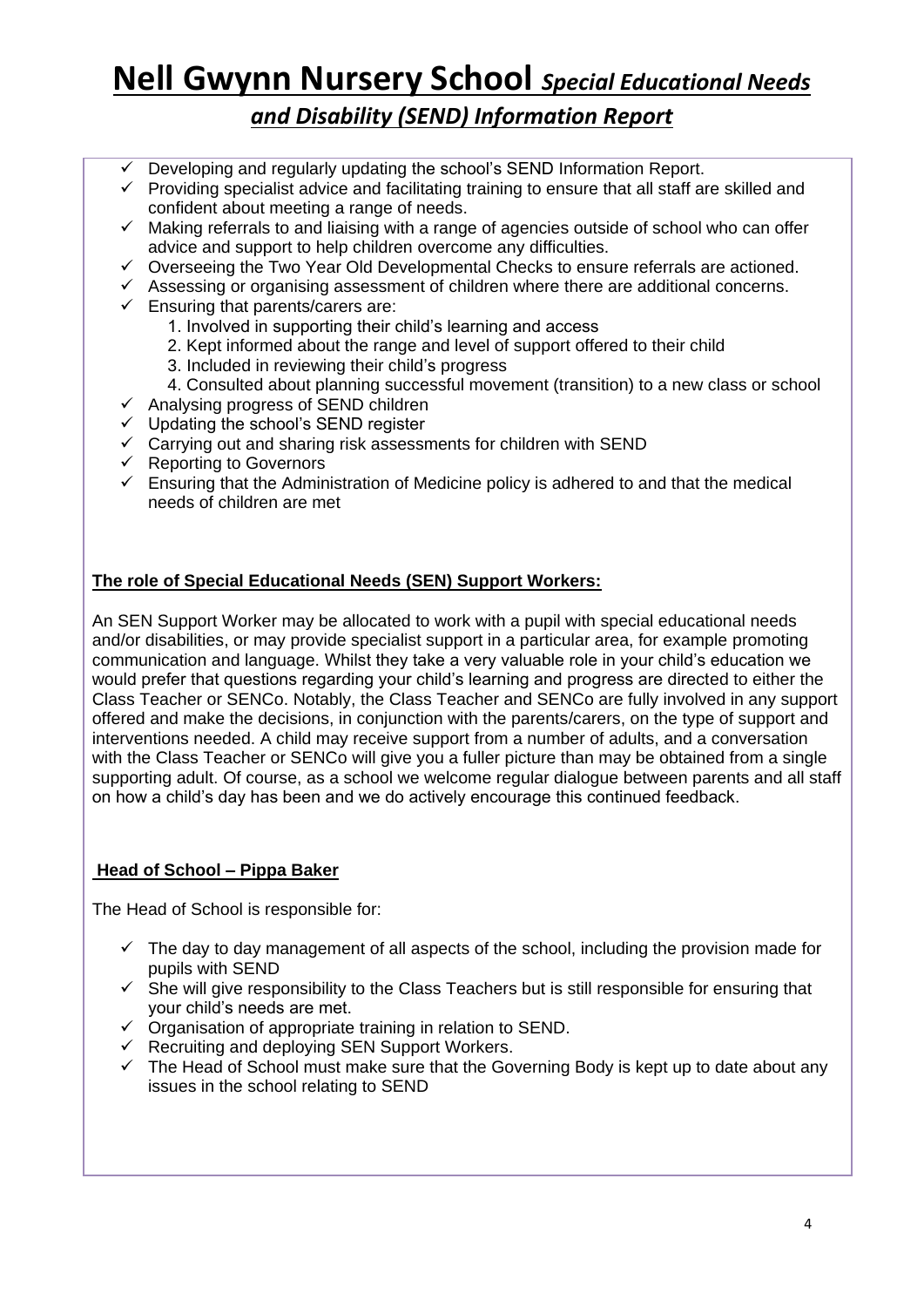- ✓ Developing and regularly updating the school's SEND Information Report.
- ✓ Providing specialist advice and facilitating training to ensure that all staff are skilled and confident about meeting a range of needs.
- ✓ Making referrals to and liaising with a range of agencies outside of school who can offer advice and support to help children overcome any difficulties.
- ✓ Overseeing the Two Year Old Developmental Checks to ensure referrals are actioned.
- ✓ Assessing or organising assessment of children where there are additional concerns.
- ✓ Ensuring that parents/carers are:
    1. Involved in supporting their child's learning and access
    2. Kept informed about the range and level of support offered to their child
    3. Included in reviewing their child's progress
    4. Consulted about planning successful movement (transition) to a new class or school
- ✓ Analysing progress of SEND children
- ✓ Updating the school's SEND register
- ✓ Carrying out and sharing risk assessments for children with SEND
- ✓ Reporting to Governors
- ✓ Ensuring that the Administration of Medicine policy is adhered to and that the medical needs of children are met

**The role of Special Educational Needs (SEN) Support Workers:**

An SEN Support Worker may be allocated to work with a pupil with special educational needs and/or disabilities, or may provide specialist support in a particular area, for example promoting communication and language. Whilst they take a very valuable role in your child's education we would prefer that questions regarding your child's learning and progress are directed to either the Class Teacher or SENCo. Notably, the Class Teacher and SENCo are fully involved in any support offered and make the decisions, in conjunction with the parents/carers, on the type of support and interventions needed. A child may receive support from a number of adults, and a conversation with the Class Teacher or SENCo will give you a fuller picture than may be obtained from a single supporting adult. Of course, as a school we welcome regular dialogue between parents and all staff on how a child's day has been and we do actively encourage this continued feedback.

**Head of School – Pippa Baker**

The Head of School is responsible for:

- ✓ The day to day management of all aspects of the school, including the provision made for pupils with SEND
- ✓ She will give responsibility to the Class Teachers but is still responsible for ensuring that your child's needs are met.
- ✓ Organisation of appropriate training in relation to SEND.
- ✓ Recruiting and deploying SEN Support Workers.
- ✓ The Head of School must make sure that the Governing Body is kept up to date about any issues in the school relating to SEND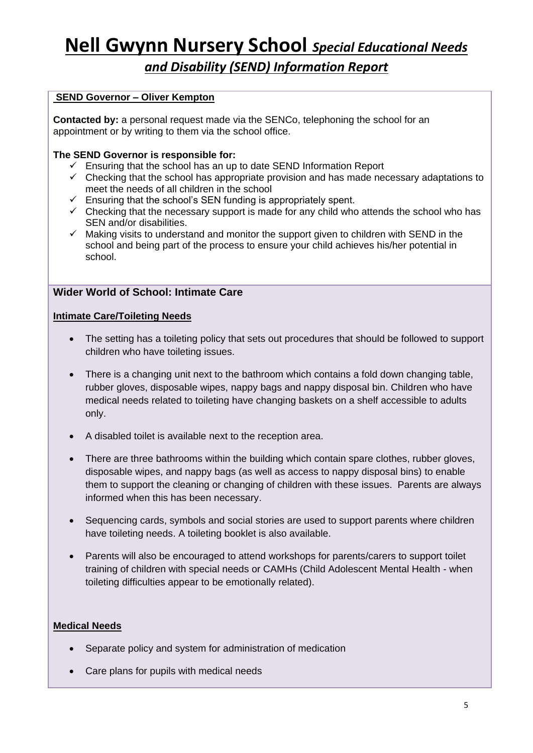# Nell Gwynn Nursery School *Special Educational Needs and Disability (SEND) Information Report*

**SEND Governor – Oliver Kempton**

**Contacted by:** a personal request made via the SENCo, telephoning the school for an appointment or by writing to them via the school office.

**The SEND Governor is responsible for:**

- ✓ Ensuring that the school has an up to date SEND Information Report
- ✓ Checking that the school has appropriate provision and has made necessary adaptations to meet the needs of all children in the school
- ✓ Ensuring that the school's SEN funding is appropriately spent.
- ✓ Checking that the necessary support is made for any child who attends the school who has SEN and/or disabilities.
- ✓ Making visits to understand and monitor the support given to children with SEND in the school and being part of the process to ensure your child achieves his/her potential in school.

## Wider World of School: Intimate Care

**Intimate Care/Toileting Needs**

- The setting has a toileting policy that sets out procedures that should be followed to support children who have toileting issues.
- There is a changing unit next to the bathroom which contains a fold down changing table, rubber gloves, disposable wipes, nappy bags and nappy disposal bin. Children who have medical needs related to toileting have changing baskets on a shelf accessible to adults only.
- A disabled toilet is available next to the reception area.
- There are three bathrooms within the building which contain spare clothes, rubber gloves, disposable wipes, and nappy bags (as well as access to nappy disposal bins) to enable them to support the cleaning or changing of children with these issues. Parents are always informed when this has been necessary.
- Sequencing cards, symbols and social stories are used to support parents where children have toileting needs. A toileting booklet is also available.
- Parents will also be encouraged to attend workshops for parents/carers to support toilet training of children with special needs or CAMHs (Child Adolescent Mental Health - when toileting difficulties appear to be emotionally related).

**Medical Needs**

- Separate policy and system for administration of medication
- Care plans for pupils with medical needs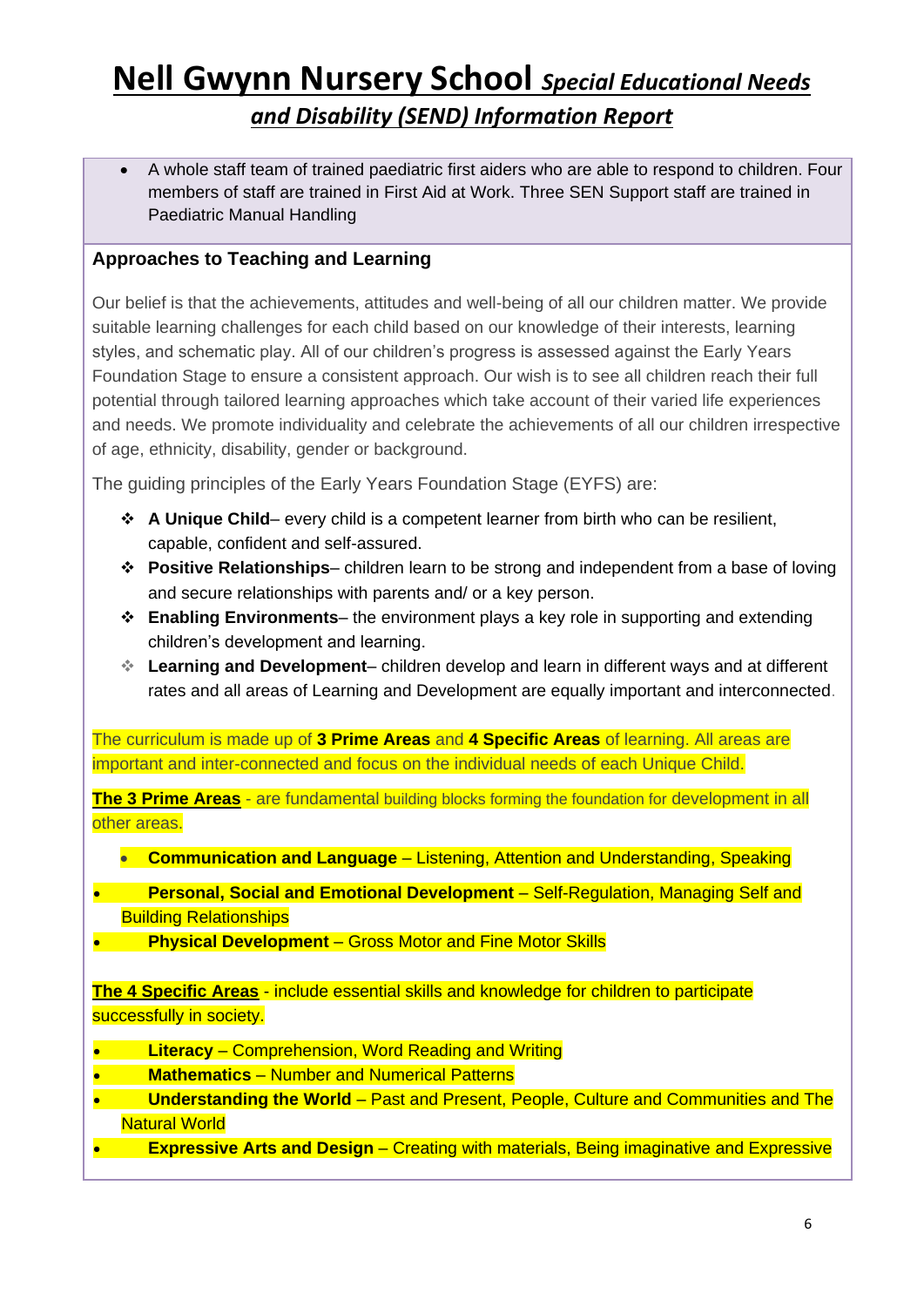# Nell Gwynn Nursery School *Special Educational Needs and Disability (SEND) Information Report*

- A whole staff team of trained paediatric first aiders who are able to respond to children. Four members of staff are trained in First Aid at Work. Three SEN Support staff are trained in Paediatric Manual Handling

### Approaches to Teaching and Learning

Our belief is that the achievements, attitudes and well-being of all our children matter. We provide suitable learning challenges for each child based on our knowledge of their interests, learning styles, and schematic play. All of our children's progress is assessed against the Early Years Foundation Stage to ensure a consistent approach. Our wish is to see all children reach their full potential through tailored learning approaches which take account of their varied life experiences and needs. We promote individuality and celebrate the achievements of all our children irrespective of age, ethnicity, disability, gender or background.

The guiding principles of the Early Years Foundation Stage (EYFS) are:

- **A Unique Child**– every child is a competent learner from birth who can be resilient, capable, confident and self-assured.
- **Positive Relationships**– children learn to be strong and independent from a base of loving and secure relationships with parents and/ or a key person.
- **Enabling Environments**– the environment plays a key role in supporting and extending children's development and learning.
- **Learning and Development**– children develop and learn in different ways and at different rates and all areas of Learning and Development are equally important and interconnected.

The curriculum is made up of **3 Prime Areas** and **4 Specific Areas** of learning. All areas are important and inter-connected and focus on the individual needs of each Unique Child.

**The 3 Prime Areas** - are fundamental building blocks forming the foundation for development in all other areas.

- **Communication and Language** – Listening, Attention and Understanding, Speaking
- **Personal, Social and Emotional Development** – Self-Regulation, Managing Self and Building Relationships
- **Physical Development** – Gross Motor and Fine Motor Skills

**The 4 Specific Areas** - include essential skills and knowledge for children to participate successfully in society.

- **Literacy** – Comprehension, Word Reading and Writing
- **Mathematics** – Number and Numerical Patterns
- **Understanding the World** – Past and Present, People, Culture and Communities and The Natural World
- **Expressive Arts and Design** – Creating with materials, Being imaginative and Expressive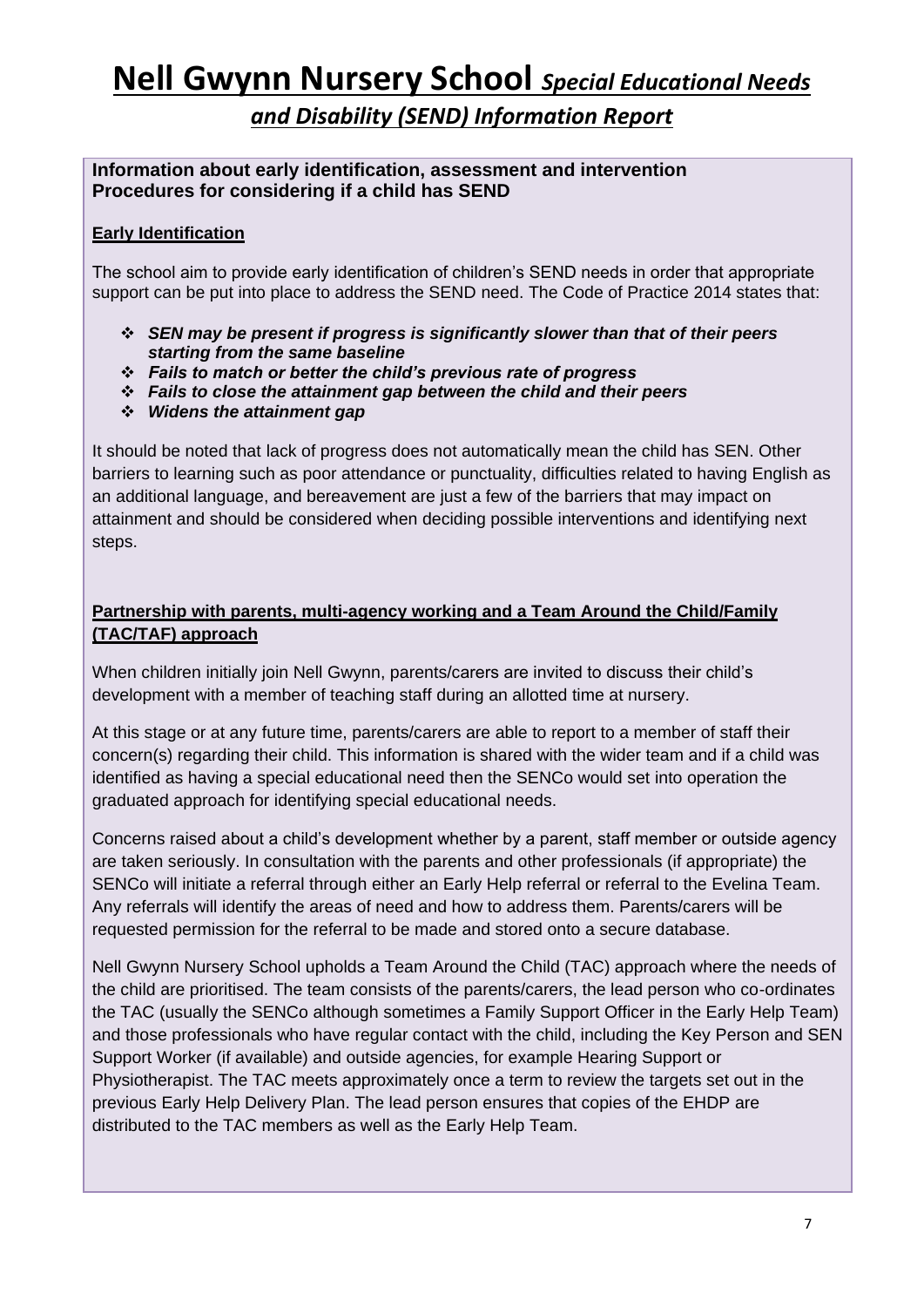# Nell Gwynn Nursery School *Special Educational Needs and Disability (SEND) Information Report*

**Information about early identification, assessment and intervention**
**Procedures for considering if a child has SEND**

**Early Identification**

The school aim to provide early identification of children's SEND needs in order that appropriate support can be put into place to address the SEND need. The Code of Practice 2014 states that:

- ***SEN may be present if progress is significantly slower than that of their peers starting from the same baseline***
- ***Fails to match or better the child's previous rate of progress***
- ***Fails to close the attainment gap between the child and their peers***
- ***Widens the attainment gap***

It should be noted that lack of progress does not automatically mean the child has SEN. Other barriers to learning such as poor attendance or punctuality, difficulties related to having English as an additional language, and bereavement are just a few of the barriers that may impact on attainment and should be considered when deciding possible interventions and identifying next steps.

**Partnership with parents, multi-agency working and a Team Around the Child/Family (TAC/TAF) approach**

When children initially join Nell Gwynn, parents/carers are invited to discuss their child's development with a member of teaching staff during an allotted time at nursery.

At this stage or at any future time, parents/carers are able to report to a member of staff their concern(s) regarding their child. This information is shared with the wider team and if a child was identified as having a special educational need then the SENCo would set into operation the graduated approach for identifying special educational needs.

Concerns raised about a child's development whether by a parent, staff member or outside agency are taken seriously. In consultation with the parents and other professionals (if appropriate) the SENCo will initiate a referral through either an Early Help referral or referral to the Evelina Team. Any referrals will identify the areas of need and how to address them. Parents/carers will be requested permission for the referral to be made and stored onto a secure database.

Nell Gwynn Nursery School upholds a Team Around the Child (TAC) approach where the needs of the child are prioritised. The team consists of the parents/carers, the lead person who co-ordinates the TAC (usually the SENCo although sometimes a Family Support Officer in the Early Help Team) and those professionals who have regular contact with the child, including the Key Person and SEN Support Worker (if available) and outside agencies, for example Hearing Support or Physiotherapist. The TAC meets approximately once a term to review the targets set out in the previous Early Help Delivery Plan. The lead person ensures that copies of the EHDP are distributed to the TAC members as well as the Early Help Team.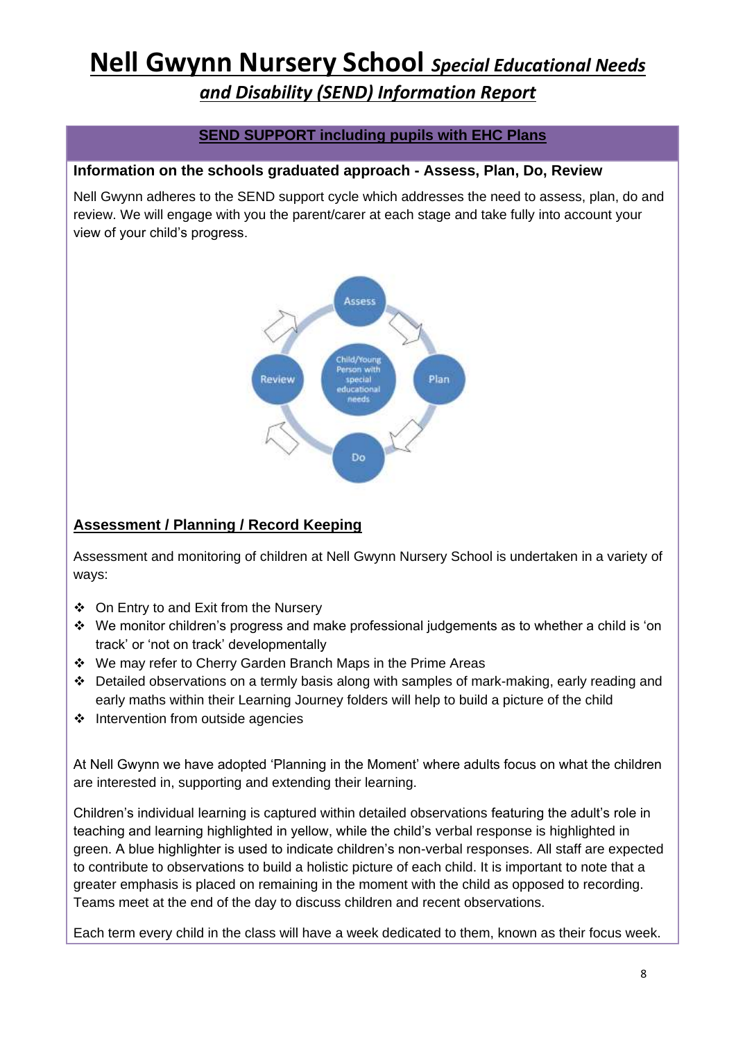# Nell Gwynn Nursery School *Special Educational Needs and Disability (SEND) Information Report*

**SEND SUPPORT including pupils with EHC Plans**

**Information on the schools graduated approach - Assess, Plan, Do, Review**

Nell Gwynn adheres to the SEND support cycle which addresses the need to assess, plan, do and review. We will engage with you the parent/carer at each stage and take fully into account your view of your child's progress.

Assess → Plan → Do → Review

Child/Young Person with special educational needs

## Assessment / Planning / Record Keeping

Assessment and monitoring of children at Nell Gwynn Nursery School is undertaken in a variety of ways:

- On Entry to and Exit from the Nursery
- We monitor children's progress and make professional judgements as to whether a child is 'on track' or 'not on track' developmentally
- We may refer to Cherry Garden Branch Maps in the Prime Areas
- Detailed observations on a termly basis along with samples of mark-making, early reading and early maths within their Learning Journey folders will help to build a picture of the child
- Intervention from outside agencies

At Nell Gwynn we have adopted 'Planning in the Moment' where adults focus on what the children are interested in, supporting and extending their learning.

Children's individual learning is captured within detailed observations featuring the adult's role in teaching and learning highlighted in yellow, while the child's verbal response is highlighted in green. A blue highlighter is used to indicate children's non-verbal responses. All staff are expected to contribute to observations to build a holistic picture of each child. It is important to note that a greater emphasis is placed on remaining in the moment with the child as opposed to recording. Teams meet at the end of the day to discuss children and recent observations.

Each term every child in the class will have a week dedicated to them, known as their focus week.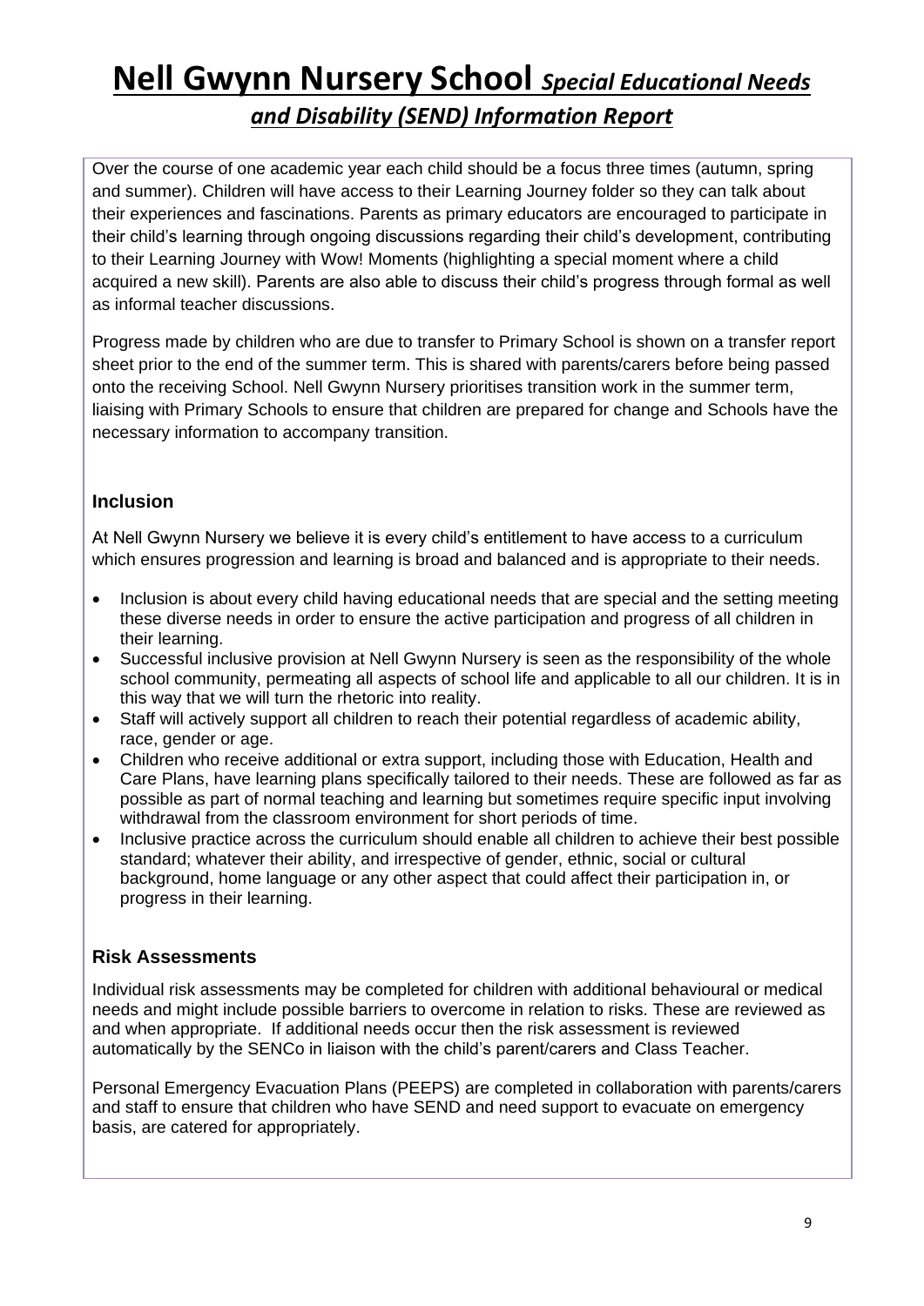Over the course of one academic year each child should be a focus three times (autumn, spring and summer). Children will have access to their Learning Journey folder so they can talk about their experiences and fascinations. Parents as primary educators are encouraged to participate in their child's learning through ongoing discussions regarding their child's development, contributing to their Learning Journey with Wow! Moments (highlighting a special moment where a child acquired a new skill). Parents are also able to discuss their child's progress through formal as well as informal teacher discussions.

Progress made by children who are due to transfer to Primary School is shown on a transfer report sheet prior to the end of the summer term. This is shared with parents/carers before being passed onto the receiving School. Nell Gwynn Nursery prioritises transition work in the summer term, liaising with Primary Schools to ensure that children are prepared for change and Schools have the necessary information to accompany transition.

### Inclusion

At Nell Gwynn Nursery we believe it is every child's entitlement to have access to a curriculum which ensures progression and learning is broad and balanced and is appropriate to their needs.

- Inclusion is about every child having educational needs that are special and the setting meeting these diverse needs in order to ensure the active participation and progress of all children in their learning.
- Successful inclusive provision at Nell Gwynn Nursery is seen as the responsibility of the whole school community, permeating all aspects of school life and applicable to all our children. It is in this way that we will turn the rhetoric into reality.
- Staff will actively support all children to reach their potential regardless of academic ability, race, gender or age.
- Children who receive additional or extra support, including those with Education, Health and Care Plans, have learning plans specifically tailored to their needs. These are followed as far as possible as part of normal teaching and learning but sometimes require specific input involving withdrawal from the classroom environment for short periods of time.
- Inclusive practice across the curriculum should enable all children to achieve their best possible standard; whatever their ability, and irrespective of gender, ethnic, social or cultural background, home language or any other aspect that could affect their participation in, or progress in their learning.

### Risk Assessments

Individual risk assessments may be completed for children with additional behavioural or medical needs and might include possible barriers to overcome in relation to risks. These are reviewed as and when appropriate. If additional needs occur then the risk assessment is reviewed automatically by the SENCo in liaison with the child's parent/carers and Class Teacher.

Personal Emergency Evacuation Plans (PEEPS) are completed in collaboration with parents/carers and staff to ensure that children who have SEND and need support to evacuate on emergency basis, are catered for appropriately.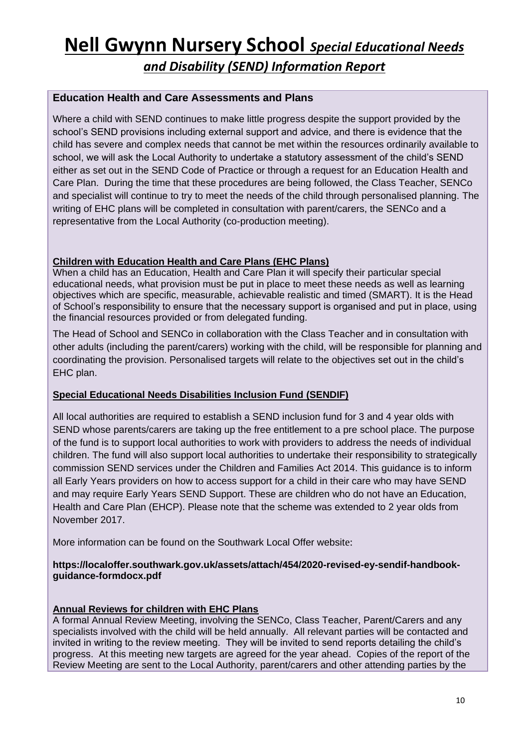# Nell Gwynn Nursery School *Special Educational Needs and Disability (SEND) Information Report*

### Education Health and Care Assessments and Plans

Where a child with SEND continues to make little progress despite the support provided by the school's SEND provisions including external support and advice, and there is evidence that the child has severe and complex needs that cannot be met within the resources ordinarily available to school, we will ask the Local Authority to undertake a statutory assessment of the child's SEND either as set out in the SEND Code of Practice or through a request for an Education Health and Care Plan. During the time that these procedures are being followed, the Class Teacher, SENCo and specialist will continue to try to meet the needs of the child through personalised planning. The writing of EHC plans will be completed in consultation with parent/carers, the SENCo and a representative from the Local Authority (co-production meeting).

**Children with Education Health and Care Plans (EHC Plans)**

When a child has an Education, Health and Care Plan it will specify their particular special educational needs, what provision must be put in place to meet these needs as well as learning objectives which are specific, measurable, achievable realistic and timed (SMART). It is the Head of School's responsibility to ensure that the necessary support is organised and put in place, using the financial resources provided or from delegated funding.

The Head of School and SENCo in collaboration with the Class Teacher and in consultation with other adults (including the parent/carers) working with the child, will be responsible for planning and coordinating the provision. Personalised targets will relate to the objectives set out in the child's EHC plan.

**Special Educational Needs Disabilities Inclusion Fund (SENDIF)**

All local authorities are required to establish a SEND inclusion fund for 3 and 4 year olds with SEND whose parents/carers are taking up the free entitlement to a pre school place. The purpose of the fund is to support local authorities to work with providers to address the needs of individual children. The fund will also support local authorities to undertake their responsibility to strategically commission SEND services under the Children and Families Act 2014. This guidance is to inform all Early Years providers on how to access support for a child in their care who may have SEND and may require Early Years SEND Support. These are children who do not have an Education, Health and Care Plan (EHCP). Please note that the scheme was extended to 2 year olds from November 2017.

More information can be found on the Southwark Local Offer website:

**https://localoffer.southwark.gov.uk/assets/attach/454/2020-revised-ey-sendif-handbook-guidance-formdocx.pdf**

**Annual Reviews for children with EHC Plans**

A formal Annual Review Meeting, involving the SENCo, Class Teacher, Parent/Carers and any specialists involved with the child will be held annually. All relevant parties will be contacted and invited in writing to the review meeting. They will be invited to send reports detailing the child's progress. At this meeting new targets are agreed for the year ahead. Copies of the report of the Review Meeting are sent to the Local Authority, parent/carers and other attending parties by the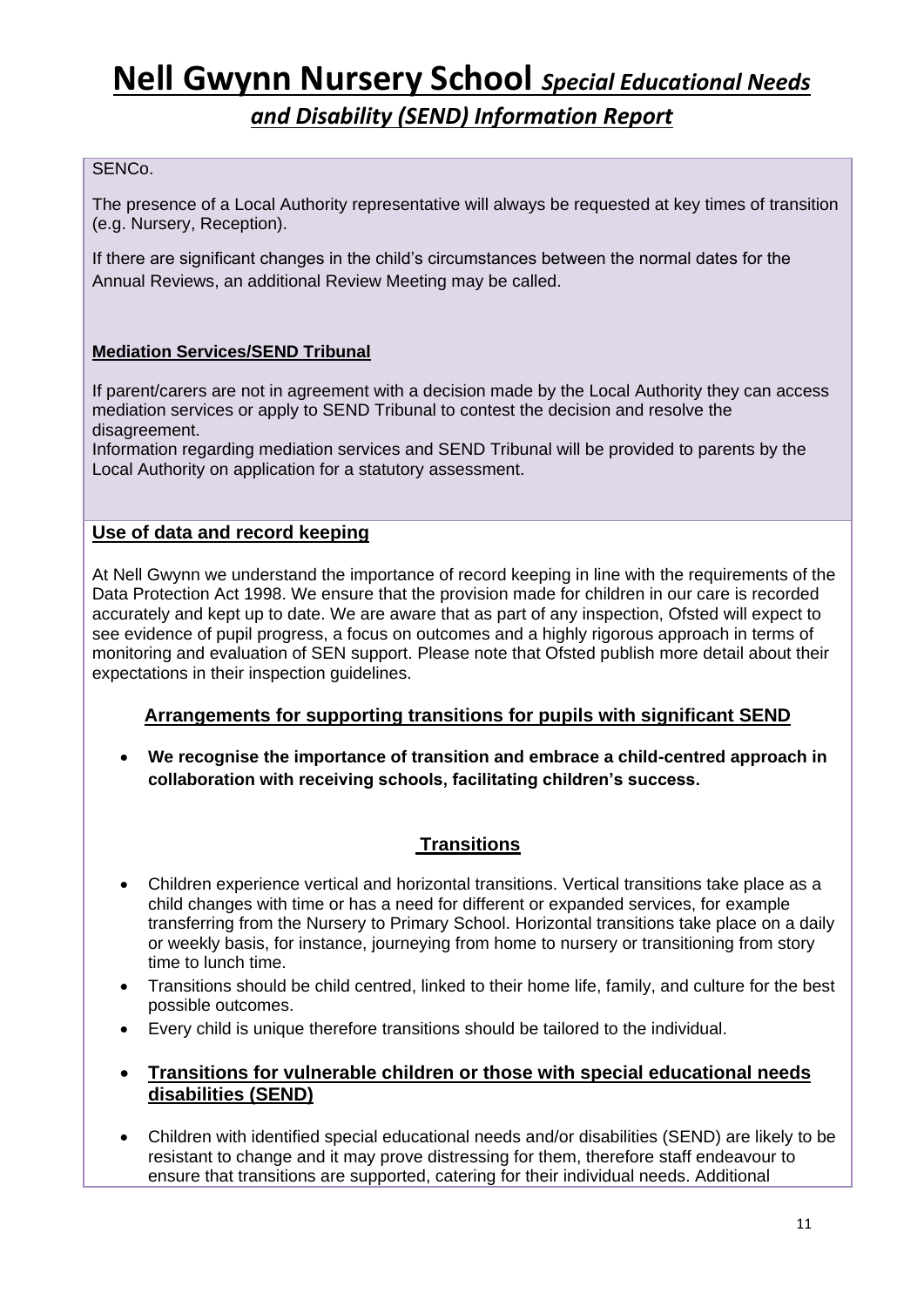SENCo.

The presence of a Local Authority representative will always be requested at key times of transition (e.g. Nursery, Reception).

If there are significant changes in the child's circumstances between the normal dates for the Annual Reviews, an additional Review Meeting may be called.

**Mediation Services/SEND Tribunal**

If parent/carers are not in agreement with a decision made by the Local Authority they can access mediation services or apply to SEND Tribunal to contest the decision and resolve the disagreement.
Information regarding mediation services and SEND Tribunal will be provided to parents by the Local Authority on application for a statutory assessment.

## Use of data and record keeping

At Nell Gwynn we understand the importance of record keeping in line with the requirements of the Data Protection Act 1998. We ensure that the provision made for children in our care is recorded accurately and kept up to date. We are aware that as part of any inspection, Ofsted will expect to see evidence of pupil progress, a focus on outcomes and a highly rigorous approach in terms of monitoring and evaluation of SEN support. Please note that Ofsted publish more detail about their expectations in their inspection guidelines.

## Arrangements for supporting transitions for pupils with significant SEND

- **We recognise the importance of transition and embrace a child-centred approach in collaboration with receiving schools, facilitating children's success.**

## Transitions

- Children experience vertical and horizontal transitions. Vertical transitions take place as a child changes with time or has a need for different or expanded services, for example transferring from the Nursery to Primary School. Horizontal transitions take place on a daily or weekly basis, for instance, journeying from home to nursery or transitioning from story time to lunch time.
- Transitions should be child centred, linked to their home life, family, and culture for the best possible outcomes.
- Every child is unique therefore transitions should be tailored to the individual.

- **Transitions for vulnerable children or those with special educational needs disabilities (SEND)**

- Children with identified special educational needs and/or disabilities (SEND) are likely to be resistant to change and it may prove distressing for them, therefore staff endeavour to ensure that transitions are supported, catering for their individual needs. Additional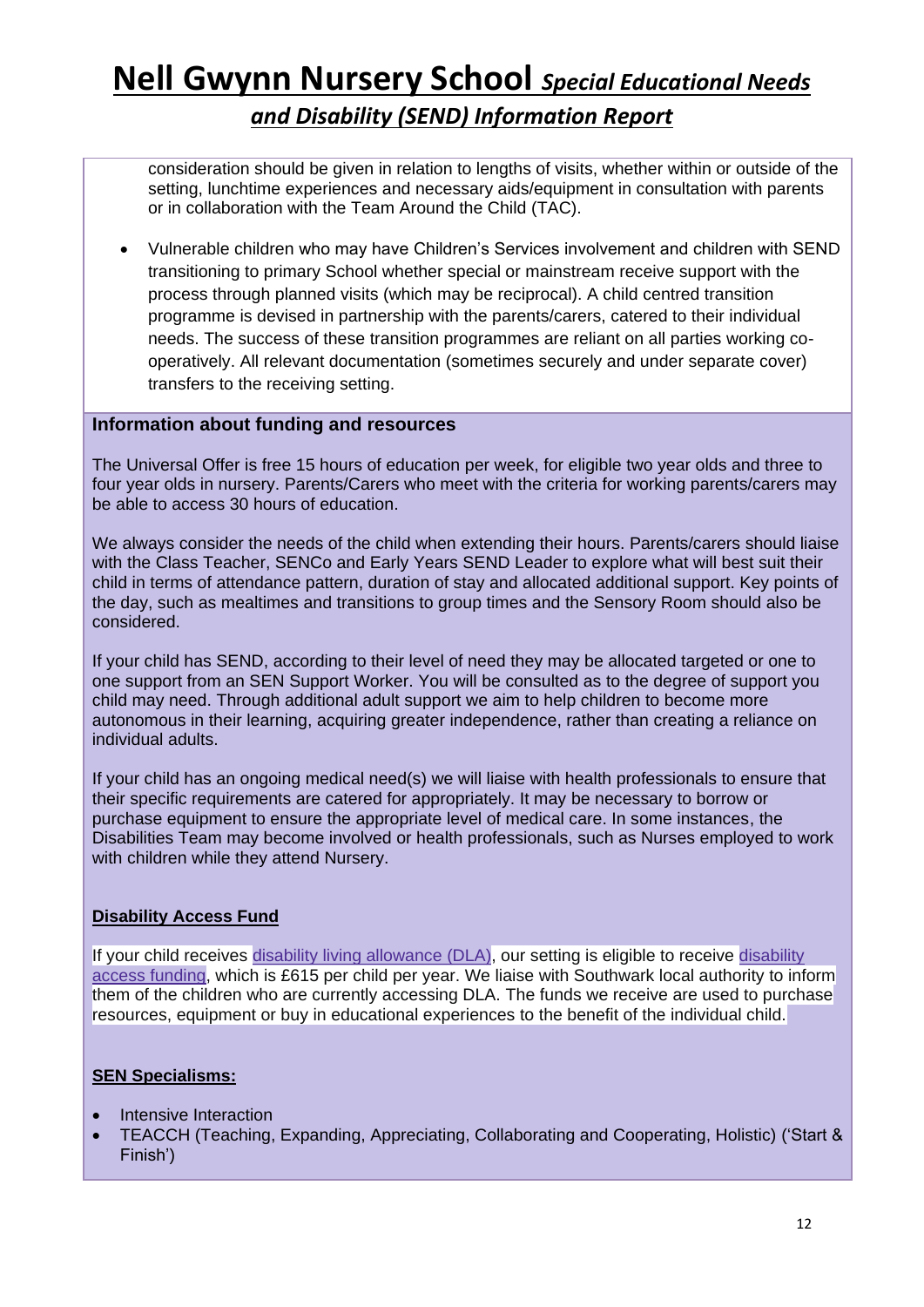consideration should be given in relation to lengths of visits, whether within or outside of the setting, lunchtime experiences and necessary aids/equipment in consultation with parents or in collaboration with the Team Around the Child (TAC).

- Vulnerable children who may have Children's Services involvement and children with SEND transitioning to primary School whether special or mainstream receive support with the process through planned visits (which may be reciprocal). A child centred transition programme is devised in partnership with the parents/carers, catered to their individual needs. The success of these transition programmes are reliant on all parties working co-operatively. All relevant documentation (sometimes securely and under separate cover) transfers to the receiving setting.

## Information about funding and resources

The Universal Offer is free 15 hours of education per week, for eligible two year olds and three to four year olds in nursery. Parents/Carers who meet with the criteria for working parents/carers may be able to access 30 hours of education.

We always consider the needs of the child when extending their hours. Parents/carers should liaise with the Class Teacher, SENCo and Early Years SEND Leader to explore what will best suit their child in terms of attendance pattern, duration of stay and allocated additional support. Key points of the day, such as mealtimes and transitions to group times and the Sensory Room should also be considered.

If your child has SEND, according to their level of need they may be allocated targeted or one to one support from an SEN Support Worker. You will be consulted as to the degree of support you child may need. Through additional adult support we aim to help children to become more autonomous in their learning, acquiring greater independence, rather than creating a reliance on individual adults.

If your child has an ongoing medical need(s) we will liaise with health professionals to ensure that their specific requirements are catered for appropriately. It may be necessary to borrow or purchase equipment to ensure the appropriate level of medical care. In some instances, the Disabilities Team may become involved or health professionals, such as Nurses employed to work with children while they attend Nursery.

### Disability Access Fund

If your child receives disability living allowance (DLA), our setting is eligible to receive disability access funding, which is £615 per child per year. We liaise with Southwark local authority to inform them of the children who are currently accessing DLA. The funds we receive are used to purchase resources, equipment or buy in educational experiences to the benefit of the individual child.

### SEN Specialisms:

- Intensive Interaction
- TEACCH (Teaching, Expanding, Appreciating, Collaborating and Cooperating, Holistic) ('Start & Finish')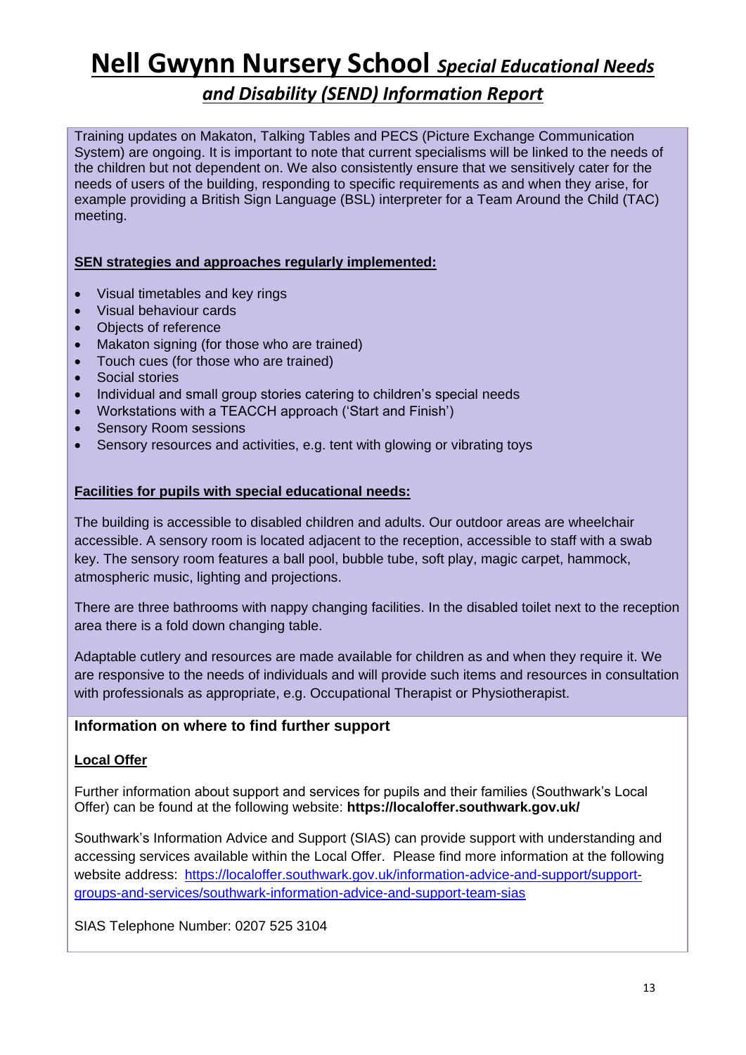# Nell Gwynn Nursery School *Special Educational Needs and Disability (SEND) Information Report*

Training updates on Makaton, Talking Tables and PECS (Picture Exchange Communication System) are ongoing. It is important to note that current specialisms will be linked to the needs of the children but not dependent on. We also consistently ensure that we sensitively cater for the needs of users of the building, responding to specific requirements as and when they arise, for example providing a British Sign Language (BSL) interpreter for a Team Around the Child (TAC) meeting.

**SEN strategies and approaches regularly implemented:**

- Visual timetables and key rings
- Visual behaviour cards
- Objects of reference
- Makaton signing (for those who are trained)
- Touch cues (for those who are trained)
- Social stories
- Individual and small group stories catering to children's special needs
- Workstations with a TEACCH approach ('Start and Finish')
- Sensory Room sessions
- Sensory resources and activities, e.g. tent with glowing or vibrating toys

**Facilities for pupils with special educational needs:**

The building is accessible to disabled children and adults. Our outdoor areas are wheelchair accessible. A sensory room is located adjacent to the reception, accessible to staff with a swab key. The sensory room features a ball pool, bubble tube, soft play, magic carpet, hammock, atmospheric music, lighting and projections.

There are three bathrooms with nappy changing facilities. In the disabled toilet next to the reception area there is a fold down changing table.

Adaptable cutlery and resources are made available for children as and when they require it. We are responsive to the needs of individuals and will provide such items and resources in consultation with professionals as appropriate, e.g. Occupational Therapist or Physiotherapist.

### Information on where to find further support

**Local Offer**

Further information about support and services for pupils and their families (Southwark's Local Offer) can be found at the following website: **https://localoffer.southwark.gov.uk/**

Southwark's Information Advice and Support (SIAS) can provide support with understanding and accessing services available within the Local Offer. Please find more information at the following website address: https://localoffer.southwark.gov.uk/information-advice-and-support/support-groups-and-services/southwark-information-advice-and-support-team-sias

SIAS Telephone Number: 0207 525 3104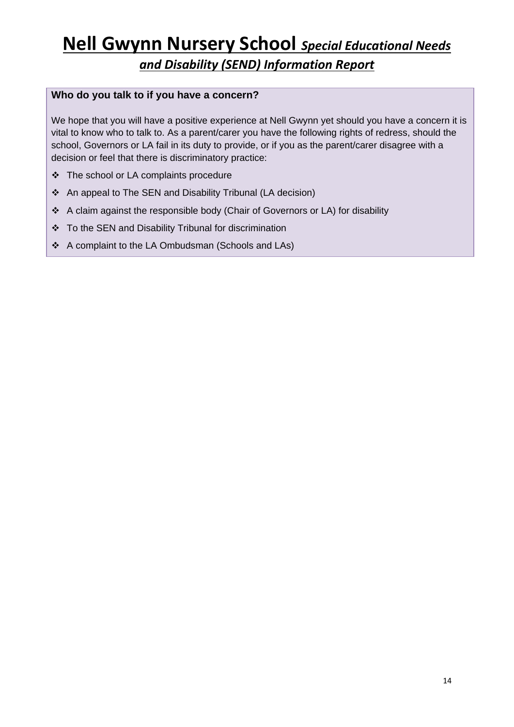# **Nell Gwynn Nursery School** *Special Educational Needs and Disability (SEND) Information Report*

**Who do you talk to if you have a concern?**

We hope that you will have a positive experience at Nell Gwynn yet should you have a concern it is vital to know who to talk to. As a parent/carer you have the following rights of redress, should the school, Governors or LA fail in its duty to provide, or if you as the parent/carer disagree with a decision or feel that there is discriminatory practice:

- The school or LA complaints procedure
- An appeal to The SEN and Disability Tribunal (LA decision)
- A claim against the responsible body (Chair of Governors or LA) for disability
- To the SEN and Disability Tribunal for discrimination
- A complaint to the LA Ombudsman (Schools and LAs)